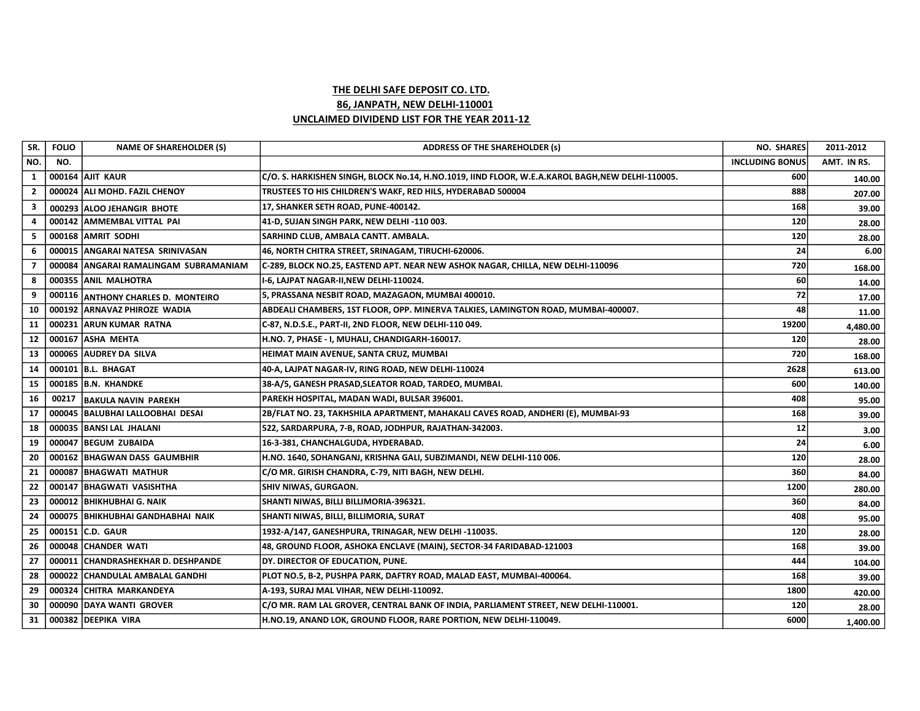# THE DELHI SAFE DEPOSIT CO. LTD.

## 86, JANPATH, NEW DELHI-110001

## UNCLAIMED DIVIDEND LIST FOR THE YEAR 2011-12

| SR. NO. | FOLIO NO. | NAME OF SHAREHOLDER (S) | ADDRESS OF THE SHAREHOLDER (s) | NO. SHARES INCLUDING BONUS | 2011-2012 AMT. IN RS. |
|---|---|---|---|---|---|
| 1 | 000164 | AJIT KAUR | C/O. S. HARKISHEN SINGH, BLOCK No.14, H.NO.1019, IIND FLOOR, W.E.A.KAROL BAGH,NEW DELHI-110005. | 600 | 140.00 |
| 2 | 000024 | ALI MOHD. FAZIL CHENOY | TRUSTEES TO HIS CHILDREN'S WAKF, RED HILS, HYDERABAD 500004 | 888 | 207.00 |
| 3 | 000293 | ALOO JEHANGIR BHOTE | 17, SHANKER SETH ROAD, PUNE-400142. | 168 | 39.00 |
| 4 | 000142 | AMMEMBAL VITTAL PAI | 41-D, SUJAN SINGH PARK, NEW DELHI -110 003. | 120 | 28.00 |
| 5 | 000168 | AMRIT SODHI | SARHIND CLUB, AMBALA CANTT. AMBALA. | 120 | 28.00 |
| 6 | 000015 | ANGARAI NATESA SRINIVASAN | 46, NORTH CHITRA STREET, SRINAGAM, TIRUCHI-620006. | 24 | 6.00 |
| 7 | 000084 | ANGARAI RAMALINGAM SUBRAMANIAM | C-289, BLOCK NO.25, EASTEND APT. NEAR NEW ASHOK NAGAR, CHILLA, NEW DELHI-110096 | 720 | 168.00 |
| 8 | 000355 | ANIL MALHOTRA | I-6, LAJPAT NAGAR-II,NEW DELHI-110024. | 60 | 14.00 |
| 9 | 000116 | ANTHONY CHARLES D. MONTEIRO | 5, PRASSANA NESBIT ROAD, MAZAGAON, MUMBAI 400010. | 72 | 17.00 |
| 10 | 000192 | ARNAVAZ PHIROZE WADIA | ABDEALI CHAMBERS, 1ST FLOOR, OPP. MINERVA TALKIES, LAMINGTON ROAD, MUMBAI-400007. | 48 | 11.00 |
| 11 | 000231 | ARUN KUMAR RATNA | C-87, N.D.S.E., PART-II, 2ND FLOOR, NEW DELHI-110 049. | 19200 | 4,480.00 |
| 12 | 000167 | ASHA MEHTA | H.NO. 7, PHASE - I, MUHALI, CHANDIGARH-160017. | 120 | 28.00 |
| 13 | 000065 | AUDREY DA SILVA | HEIMAT MAIN AVENUE, SANTA CRUZ, MUMBAI | 720 | 168.00 |
| 14 | 000101 | B.L. BHAGAT | 40-A, LAJPAT NAGAR-IV, RING ROAD, NEW DELHI-110024 | 2628 | 613.00 |
| 15 | 000185 | B.N. KHANDKE | 38-A/5, GANESH PRASAD,SLEATOR ROAD, TARDEO, MUMBAI. | 600 | 140.00 |
| 16 | 00217 | BAKULA NAVIN PAREKH | PAREKH HOSPITAL, MADAN WADI, BULSAR 396001. | 408 | 95.00 |
| 17 | 000045 | BALUBHAI LALLOOBHAI DESAI | 2B/FLAT NO. 23, TAKHSHILA APARTMENT, MAHAKALI CAVES ROAD, ANDHERI (E), MUMBAI-93 | 168 | 39.00 |
| 18 | 000035 | BANSI LAL JHALANI | 522, SARDARPURA, 7-B, ROAD, JODHPUR, RAJATHAN-342003. | 12 | 3.00 |
| 19 | 000047 | BEGUM ZUBAIDA | 16-3-381, CHANCHALGUDA, HYDERABAD. | 24 | 6.00 |
| 20 | 000162 | BHAGWAN DASS GAUMBHIR | H.NO. 1640, SOHANGANJ, KRISHNA GALI, SUBZIMANDI, NEW DELHI-110 006. | 120 | 28.00 |
| 21 | 000087 | BHAGWATI MATHUR | C/O MR. GIRISH CHANDRA, C-79, NITI BAGH, NEW DELHI. | 360 | 84.00 |
| 22 | 000147 | BHAGWATI VASISHTHA | SHIV NIWAS, GURGAON. | 1200 | 280.00 |
| 23 | 000012 | BHIKHUBHAI G. NAIK | SHANTI NIWAS, BILLI BILLIMORIA-396321. | 360 | 84.00 |
| 24 | 000075 | BHIKHUBHAI GANDHABHAI NAIK | SHANTI NIWAS, BILLI, BILLIMORIA, SURAT | 408 | 95.00 |
| 25 | 000151 | C.D. GAUR | 1932-A/147, GANESHPURA, TRINAGAR, NEW DELHI -110035. | 120 | 28.00 |
| 26 | 000048 | CHANDER WATI | 48, GROUND FLOOR, ASHOKA ENCLAVE (MAIN), SECTOR-34 FARIDABAD-121003 | 168 | 39.00 |
| 27 | 000011 | CHANDRASHEKHAR D. DESHPANDE | DY. DIRECTOR OF EDUCATION, PUNE. | 444 | 104.00 |
| 28 | 000022 | CHANDULAL AMBALAL GANDHI | PLOT NO.5, B-2, PUSHPA PARK, DAFTRY ROAD, MALAD EAST, MUMBAI-400064. | 168 | 39.00 |
| 29 | 000324 | CHITRA MARKANDEYA | A-193, SURAJ MAL VIHAR, NEW DELHI-110092. | 1800 | 420.00 |
| 30 | 000090 | DAYA WANTI GROVER | C/O MR. RAM LAL GROVER, CENTRAL BANK OF INDIA, PARLIAMENT STREET, NEW DELHI-110001. | 120 | 28.00 |
| 31 | 000382 | DEEPIKA VIRA | H.NO.19, ANAND LOK, GROUND FLOOR, RARE PORTION, NEW DELHI-110049. | 6000 | 1,400.00 |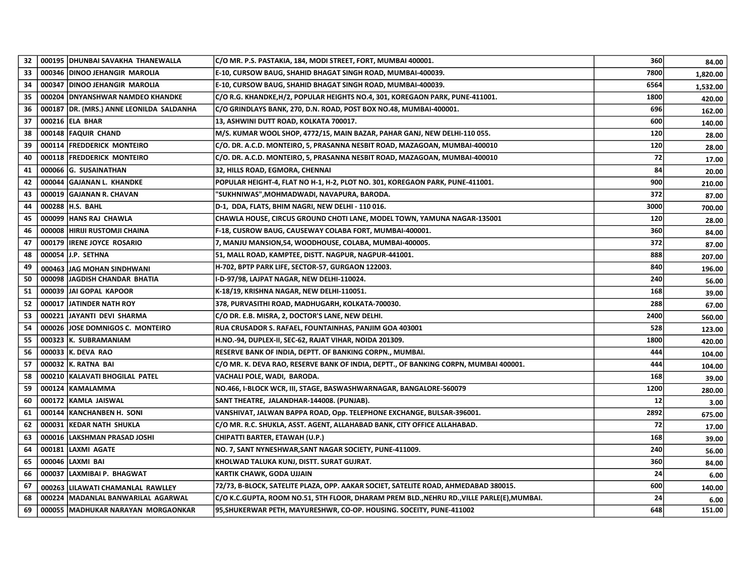| 32 | 000195 | DHUNBAI SAVAKHA THANEWALLA | C/O MR. P.S. PASTAKIA, 184, MODI STREET, FORT, MUMBAI 400001. | 360 | 84.00 |
|---|---|---|---|---|---|
| 33 | 000346 | DINOO JEHANGIR MAROLIA | E-10, CURSOW BAUG, SHAHID BHAGAT SINGH ROAD, MUMBAI-400039. | 7800 | 1,820.00 |
| 34 | 000347 | DINOO JEHANGIR MAROLIA | E-10, CURSOW BAUG, SHAHID BHAGAT SINGH ROAD, MUMBAI-400039. | 6564 | 1,532.00 |
| 35 | 000204 | DNYANSHWAR NAMDEO KHANDKE | C/O R.G. KHANDKE,H/2, POPULAR HEIGHTS NO.4, 301, KOREGAON PARK, PUNE-411001. | 1800 | 420.00 |
| 36 | 000187 | DR. (MRS.) ANNE LEONILDA SALDANHA | C/O GRINDLAYS BANK, 270, D.N. ROAD, POST BOX NO.48, MUMBAI-400001. | 696 | 162.00 |
| 37 | 000216 | ELA BHAR | 13, ASHWINI DUTT ROAD, KOLKATA 700017. | 600 | 140.00 |
| 38 | 000148 | FAQUIR CHAND | M/S. KUMAR WOOL SHOP, 4772/15, MAIN BAZAR, PAHAR GANJ, NEW DELHI-110 055. | 120 | 28.00 |
| 39 | 000114 | FREDDERICK MONTEIRO | C/O. DR. A.C.D. MONTEIRO, 5, PRASANNA NESBIT ROAD, MAZAGOAN, MUMBAI-400010 | 120 | 28.00 |
| 40 | 000118 | FREDDERICK MONTEIRO | C/O. DR. A.C.D. MONTEIRO, 5, PRASANNA NESBIT ROAD, MAZAGOAN, MUMBAI-400010 | 72 | 17.00 |
| 41 | 000066 | G. SUSAINATHAN | 32, HILLS ROAD, EGMORA, CHENNAI | 84 | 20.00 |
| 42 | 000044 | GAJANAN L. KHANDKE | POPULAR HEIGHT-4, FLAT NO H-1, H-2, PLOT NO. 301, KOREGAON PARK, PUNE-411001. | 900 | 210.00 |
| 43 | 000019 | GAJANAN R. CHAVAN | "SUKHNIWAS",MOHMADWADI, NAVAPURA, BARODA. | 372 | 87.00 |
| 44 | 000288 | H.S. BAHL | D-1, DDA, FLATS, BHIM NAGRI, NEW DELHI - 110 016. | 3000 | 700.00 |
| 45 | 000099 | HANS RAJ CHAWLA | CHAWLA HOUSE, CIRCUS GROUND CHOTI LANE, MODEL TOWN, YAMUNA NAGAR-135001 | 120 | 28.00 |
| 46 | 000008 | HIRIJI RUSTOMJI CHAINA | F-18, CUSROW BAUG, CAUSEWAY COLABA FORT, MUMBAI-400001. | 360 | 84.00 |
| 47 | 000179 | IRENE JOYCE ROSARIO | 7, MANJU MANSION,54, WOODHOUSE, COLABA, MUMBAI-400005. | 372 | 87.00 |
| 48 | 000054 | J.P. SETHNA | 51, MALL ROAD, KAMPTEE, DISTT. NAGPUR, NAGPUR-441001. | 888 | 207.00 |
| 49 | 000463 | JAG MOHAN SINDHWANI | H-702, BPTP PARK LIFE, SECTOR-57, GURGAON 122003. | 840 | 196.00 |
| 50 | 000098 | JAGDISH CHANDAR BHATIA | I-D-97/98, LAJPAT NAGAR, NEW DELHI-110024. | 240 | 56.00 |
| 51 | 000039 | JAI GOPAL KAPOOR | K-18/19, KRISHNA NAGAR, NEW DELHI-110051. | 168 | 39.00 |
| 52 | 000017 | JATINDER NATH ROY | 378, PURVASITHI ROAD, MADHUGARH, KOLKATA-700030. | 288 | 67.00 |
| 53 | 000221 | JAYANTI DEVI SHARMA | C/O DR. E.B. MISRA, 2, DOCTOR'S LANE, NEW DELHI. | 2400 | 560.00 |
| 54 | 000026 | JOSE DOMNIGOS C. MONTEIRO | RUA CRUSADOR S. RAFAEL, FOUNTAINHAS, PANJIM GOA 403001 | 528 | 123.00 |
| 55 | 000323 | K. SUBRAMANIAM | H.NO.-94, DUPLEX-II, SEC-62, RAJAT VIHAR, NOIDA 201309. | 1800 | 420.00 |
| 56 | 000033 | K. DEVA RAO | RESERVE BANK OF INDIA, DEPTT. OF BANKING CORPN., MUMBAI. | 444 | 104.00 |
| 57 | 000032 | K. RATNA BAI | C/O MR. K. DEVA RAO, RESERVE BANK OF INDIA, DEPTT., OF BANKING CORPN, MUMBAI 400001. | 444 | 104.00 |
| 58 | 000210 | KALAVATI BHOGILAL PATEL | VACHALI POLE, WADI, BARODA. | 168 | 39.00 |
| 59 | 000124 | KAMALAMMA | NO.466, I-BLOCK WCR, III, STAGE, BASWASHWARNAGAR, BANGALORE-560079 | 1200 | 280.00 |
| 60 | 000172 | KAMLA JAISWAL | SANT THEATRE, JALANDHAR-144008. (PUNJAB). | 12 | 3.00 |
| 61 | 000144 | KANCHANBEN H. SONI | VANSHIVAT, JALWAN BAPPA ROAD, Opp. TELEPHONE EXCHANGE, BULSAR-396001. | 2892 | 675.00 |
| 62 | 000031 | KEDAR NATH SHUKLA | C/O MR. R.C. SHUKLA, ASST. AGENT, ALLAHABAD BANK, CITY OFFICE ALLAHABAD. | 72 | 17.00 |
| 63 | 000016 | LAKSHMAN PRASAD JOSHI | CHIPATTI BARTER, ETAWAH (U.P.) | 168 | 39.00 |
| 64 | 000181 | LAXMI AGATE | NO. 7, SANT NYNESHWAR,SANT NAGAR SOCIETY, PUNE-411009. | 240 | 56.00 |
| 65 | 000046 | LAXMI BAI | KHOLWAD TALUKA KUNJ, DISTT. SURAT GUJRAT. | 360 | 84.00 |
| 66 | 000037 | LAXMIBAI P. BHAGWAT | KARTIK CHAWK, GODA UJJAIN | 24 | 6.00 |
| 67 | 000263 | LILAWATI CHAMANLAL RAWLLEY | 72/73, B-BLOCK, SATELITE PLAZA, OPP. AAKAR SOCIET, SATELITE ROAD, AHMEDABAD 380015. | 600 | 140.00 |
| 68 | 000224 | MADANLAL BANWARILAL AGARWAL | C/O K.C.GUPTA, ROOM NO.51, 5TH FLOOR, DHARAM PREM BLD.,NEHRU RD.,VILLE PARLE(E),MUMBAI. | 24 | 6.00 |
| 69 | 000055 | MADHUKAR NARAYAN MORGAONKAR | 95,SHUKERWAR PETH, MAYURESHWR, CO-OP. HOUSING. SOCEITY, PUNE-411002 | 648 | 151.00 |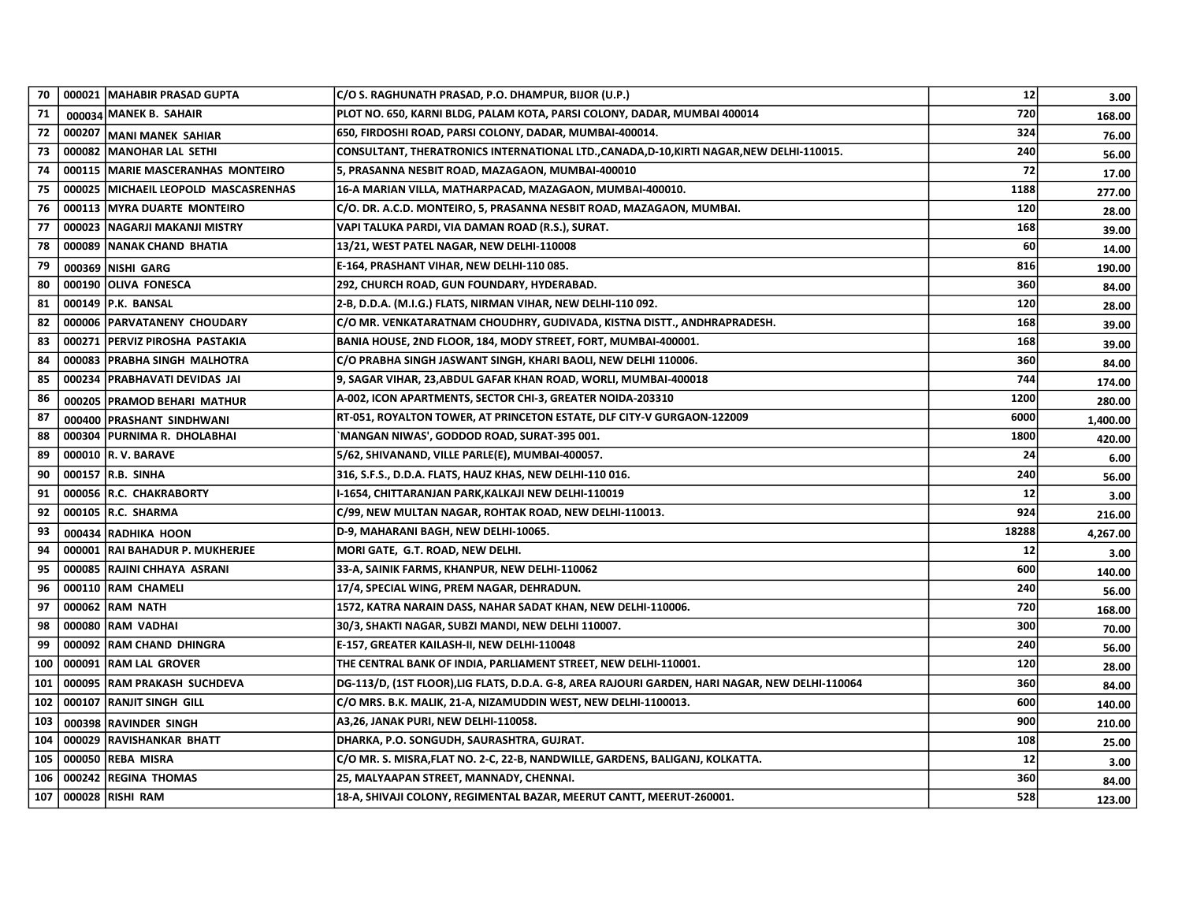| 70 | 000021 | MAHABIR PRASAD GUPTA | C/O S. RAGHUNATH PRASAD, P.O. DHAMPUR, BIJOR (U.P.) | 12 | 3.00 |
|---|---|---|---|---|---|
| 71 | 000034 | MANEK B. SAHAIR | PLOT NO. 650, KARNI BLDG, PALAM KOTA, PARSI COLONY, DADAR, MUMBAI 400014 | 720 | 168.00 |
| 72 | 000207 | MANI MANEK SAHIAR | 650, FIRDOSHI ROAD, PARSI COLONY, DADAR, MUMBAI-400014. | 324 | 76.00 |
| 73 | 000082 | MANOHAR LAL SETHI | CONSULTANT, THERATRONICS INTERNATIONAL LTD.,CANADA,D-10,KIRTI NAGAR,NEW DELHI-110015. | 240 | 56.00 |
| 74 | 000115 | MARIE MASCERANHAS MONTEIRO | 5, PRASANNA NESBIT ROAD, MAZAGAON, MUMBAI-400010 | 72 | 17.00 |
| 75 | 000025 | MICHAEIL LEOPOLD MASCASRENHAS | 16-A MARIAN VILLA, MATHARPACAD, MAZAGAON, MUMBAI-400010. | 1188 | 277.00 |
| 76 | 000113 | MYRA DUARTE MONTEIRO | C/O. DR. A.C.D. MONTEIRO, 5, PRASANNA NESBIT ROAD, MAZAGAON, MUMBAI. | 120 | 28.00 |
| 77 | 000023 | NAGARJI MAKANJI MISTRY | VAPI TALUKA PARDI, VIA DAMAN ROAD (R.S.), SURAT. | 168 | 39.00 |
| 78 | 000089 | NANAK CHAND BHATIA | 13/21, WEST PATEL NAGAR, NEW DELHI-110008 | 60 | 14.00 |
| 79 | 000369 | NISHI GARG | E-164, PRASHANT VIHAR, NEW DELHI-110 085. | 816 | 190.00 |
| 80 | 000190 | OLIVA FONESCA | 292, CHURCH ROAD, GUN FOUNDARY, HYDERABAD. | 360 | 84.00 |
| 81 | 000149 | P.K. BANSAL | 2-B, D.D.A. (M.I.G.) FLATS, NIRMAN VIHAR, NEW DELHI-110 092. | 120 | 28.00 |
| 82 | 000006 | PARVATANENY CHOUDARY | C/O MR. VENKATARATNAM CHOUDHRY, GUDIVADA, KISTNA DISTT., ANDHRAPRADESH. | 168 | 39.00 |
| 83 | 000271 | PERVIZ PIROSHA PASTAKIA | BANIA HOUSE, 2ND FLOOR, 184, MODY STREET, FORT, MUMBAI-400001. | 168 | 39.00 |
| 84 | 000083 | PRABHA SINGH MALHOTRA | C/O PRABHA SINGH JASWANT SINGH, KHARI BAOLI, NEW DELHI 110006. | 360 | 84.00 |
| 85 | 000234 | PRABHAVATI DEVIDAS JAI | 9, SAGAR VIHAR, 23,ABDUL GAFAR KHAN ROAD, WORLI, MUMBAI-400018 | 744 | 174.00 |
| 86 | 000205 | PRAMOD BEHARI MATHUR | A-002, ICON APARTMENTS, SECTOR CHI-3, GREATER NOIDA-203310 | 1200 | 280.00 |
| 87 | 000400 | PRASHANT SINDHWANI | RT-051, ROYALTON TOWER, AT PRINCETON ESTATE, DLF CITY-V GURGAON-122009 | 6000 | 1,400.00 |
| 88 | 000304 | PURNIMA R. DHOLABHAI | `MANGAN NIWAS', GODDOD ROAD, SURAT-395 001. | 1800 | 420.00 |
| 89 | 000010 | R. V. BARAVE | 5/62, SHIVANAND, VILLE PARLE(E), MUMBAI-400057. | 24 | 6.00 |
| 90 | 000157 | R.B. SINHA | 316, S.F.S., D.D.A. FLATS, HAUZ KHAS, NEW DELHI-110 016. | 240 | 56.00 |
| 91 | 000056 | R.C. CHAKRABORTY | I-1654, CHITTARANJAN PARK,KALKAJI NEW DELHI-110019 | 12 | 3.00 |
| 92 | 000105 | R.C. SHARMA | C/99, NEW MULTAN NAGAR, ROHTAK ROAD, NEW DELHI-110013. | 924 | 216.00 |
| 93 | 000434 | RADHIKA HOON | D-9, MAHARANI BAGH, NEW DELHI-10065. | 18288 | 4,267.00 |
| 94 | 000001 | RAI BAHADUR P. MUKHERJEE | MORI GATE, G.T. ROAD, NEW DELHI. | 12 | 3.00 |
| 95 | 000085 | RAJINI CHHAYA ASRANI | 33-A, SAINIK FARMS, KHANPUR, NEW DELHI-110062 | 600 | 140.00 |
| 96 | 000110 | RAM CHAMELI | 17/4, SPECIAL WING, PREM NAGAR, DEHRADUN. | 240 | 56.00 |
| 97 | 000062 | RAM NATH | 1572, KATRA NARAIN DASS, NAHAR SADAT KHAN, NEW DELHI-110006. | 720 | 168.00 |
| 98 | 000080 | RAM VADHAI | 30/3, SHAKTI NAGAR, SUBZI MANDI, NEW DELHI 110007. | 300 | 70.00 |
| 99 | 000092 | RAM CHAND DHINGRA | E-157, GREATER KAILASH-II, NEW DELHI-110048 | 240 | 56.00 |
| 100 | 000091 | RAM LAL GROVER | THE CENTRAL BANK OF INDIA, PARLIAMENT STREET, NEW DELHI-110001. | 120 | 28.00 |
| 101 | 000095 | RAM PRAKASH SUCHDEVA | DG-113/D, (1ST FLOOR),LIG FLATS, D.D.A. G-8, AREA RAJOURI GARDEN, HARI NAGAR, NEW DELHI-110064 | 360 | 84.00 |
| 102 | 000107 | RANJIT SINGH GILL | C/O MRS. B.K. MALIK, 21-A, NIZAMUDDIN WEST, NEW DELHI-1100013. | 600 | 140.00 |
| 103 | 000398 | RAVINDER SINGH | A3,26, JANAK PURI, NEW DELHI-110058. | 900 | 210.00 |
| 104 | 000029 | RAVISHANKAR BHATT | DHARKA, P.O. SONGUDH, SAURASHTRA, GUJRAT. | 108 | 25.00 |
| 105 | 000050 | REBA MISRA | C/O MR. S. MISRA,FLAT NO. 2-C, 22-B, NANDWILLE, GARDENS, BALIGANJ, KOLKATTA. | 12 | 3.00 |
| 106 | 000242 | REGINA THOMAS | 25, MALYAAPAN STREET, MANNADY, CHENNAI. | 360 | 84.00 |
| 107 | 000028 | RISHI RAM | 18-A, SHIVAJI COLONY, REGIMENTAL BAZAR, MEERUT CANTT, MEERUT-260001. | 528 | 123.00 |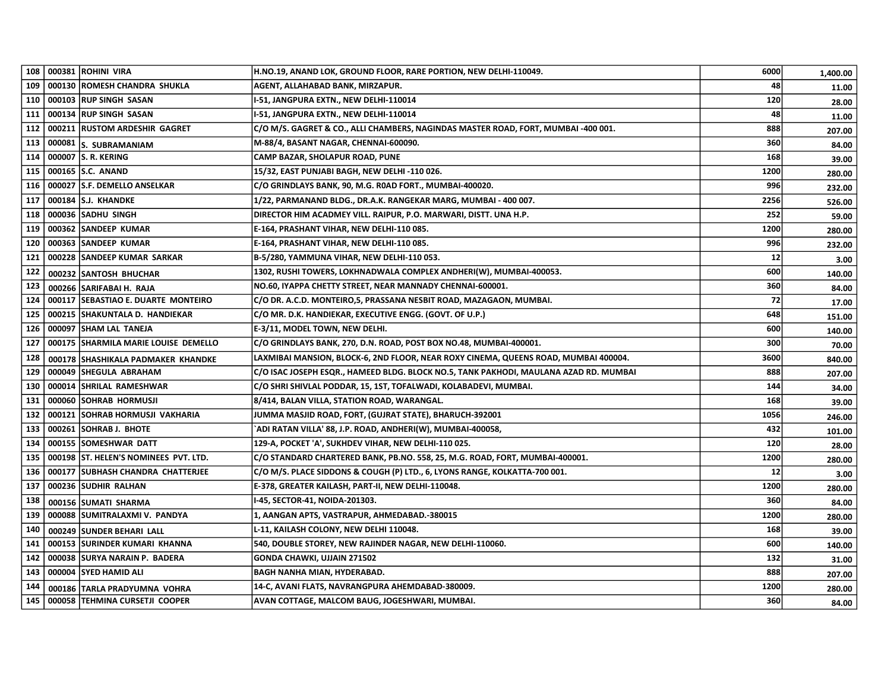| 108 | 000381 | ROHINI VIRA | H.NO.19, ANAND LOK, GROUND FLOOR, RARE PORTION, NEW DELHI-110049. | 6000 | 1,400.00 |
|---|---|---|---|---|---|
| 109 | 000130 | ROMESH CHANDRA SHUKLA | AGENT, ALLAHABAD BANK, MIRZAPUR. | 48 | 11.00 |
| 110 | 000103 | RUP SINGH SASAN | I-51, JANGPURA EXTN., NEW DELHI-110014 | 120 | 28.00 |
| 111 | 000134 | RUP SINGH SASAN | I-51, JANGPURA EXTN., NEW DELHI-110014 | 48 | 11.00 |
| 112 | 000211 | RUSTOM ARDESHIR GAGRET | C/O M/S. GAGRET & CO., ALLI CHAMBERS, NAGINDAS MASTER ROAD, FORT, MUMBAI -400 001. | 888 | 207.00 |
| 113 | 000081 | S. SUBRAMANIAM | M-88/4, BASANT NAGAR, CHENNAI-600090. | 360 | 84.00 |
| 114 | 000007 | S. R. KERING | CAMP BAZAR, SHOLAPUR ROAD, PUNE | 168 | 39.00 |
| 115 | 000165 | S.C. ANAND | 15/32, EAST PUNJABI BAGH, NEW DELHI -110 026. | 1200 | 280.00 |
| 116 | 000027 | S.F. DEMELLO ANSELKAR | C/O GRINDLAYS BANK, 90, M.G. R0AD FORT., MUMBAI-400020. | 996 | 232.00 |
| 117 | 000184 | S.J. KHANDKE | 1/22, PARMANAND BLDG., DR.A.K. RANGEKAR MARG, MUMBAI - 400 007. | 2256 | 526.00 |
| 118 | 000036 | SADHU SINGH | DIRECTOR HIM ACADMEY VILL. RAIPUR, P.O. MARWARI, DISTT. UNA H.P. | 252 | 59.00 |
| 119 | 000362 | SANDEEP KUMAR | E-164, PRASHANT VIHAR, NEW DELHI-110 085. | 1200 | 280.00 |
| 120 | 000363 | SANDEEP KUMAR | E-164, PRASHANT VIHAR, NEW DELHI-110 085. | 996 | 232.00 |
| 121 | 000228 | SANDEEP KUMAR SARKAR | B-5/280, YAMMUNA VIHAR, NEW DELHI-110 053. | 12 | 3.00 |
| 122 | 000232 | SANTOSH BHUCHAR | 1302, RUSHI TOWERS, LOKHNADWALA COMPLEX ANDHERI(W), MUMBAI-400053. | 600 | 140.00 |
| 123 | 000266 | SARIFABAI H. RAJA | NO.60, IYAPPA CHETTY STREET, NEAR MANNADY CHENNAI-600001. | 360 | 84.00 |
| 124 | 000117 | SEBASTIAO E. DUARTE MONTEIRO | C/O DR. A.C.D. MONTEIRO,5, PRASSANA NESBIT ROAD, MAZAGAON, MUMBAI. | 72 | 17.00 |
| 125 | 000215 | SHAKUNTALA D. HANDIEKAR | C/O MR. D.K. HANDIEKAR, EXECUTIVE ENGG. (GOVT. OF U.P.) | 648 | 151.00 |
| 126 | 000097 | SHAM LAL TANEJA | E-3/11, MODEL TOWN, NEW DELHI. | 600 | 140.00 |
| 127 | 000175 | SHARMILA MARIE LOUISE DEMELLO | C/O GRINDLAYS BANK, 270, D.N. ROAD, POST BOX NO.48, MUMBAI-400001. | 300 | 70.00 |
| 128 | 000178 | SHASHIKALA PADMAKER KHANDKE | LAXMIBAI MANSION, BLOCK-6, 2ND FLOOR, NEAR ROXY CINEMA, QUEENS ROAD, MUMBAI 400004. | 3600 | 840.00 |
| 129 | 000049 | SHEGULA ABRAHAM | C/O ISAC JOSEPH ESQR., HAMEED BLDG. BLOCK NO.5, TANK PAKHODI, MAULANA AZAD RD. MUMBAI | 888 | 207.00 |
| 130 | 000014 | SHRILAL RAMESHWAR | C/O SHRI SHIVLAL PODDAR, 15, 1ST, TOFALWADI, KOLABADEVI, MUMBAI. | 144 | 34.00 |
| 131 | 000060 | SOHRAB HORMUSJI | 8/414, BALAN VILLA, STATION ROAD, WARANGAL. | 168 | 39.00 |
| 132 | 000121 | SOHRAB HORMUSJI VAKHARIA | JUMMA MASJID ROAD, FORT, (GUJRAT STATE), BHARUCH-392001 | 1056 | 246.00 |
| 133 | 000261 | SOHRAB J. BHOTE | `ADI RATAN VILLA' 88, J.P. ROAD, ANDHERI(W), MUMBAI-400058, | 432 | 101.00 |
| 134 | 000155 | SOMESHWAR DATT | 129-A, POCKET 'A', SUKHDEV VIHAR, NEW DELHI-110 025. | 120 | 28.00 |
| 135 | 000198 | ST. HELEN'S NOMINEES PVT. LTD. | C/O STANDARD CHARTERED BANK, PB.NO. 558, 25, M.G. ROAD, FORT, MUMBAI-400001. | 1200 | 280.00 |
| 136 | 000177 | SUBHASH CHANDRA CHATTERJEE | C/O M/S. PLACE SIDDONS & COUGH (P) LTD., 6, LYONS RANGE, KOLKATTA-700 001. | 12 | 3.00 |
| 137 | 000236 | SUDHIR RALHAN | E-378, GREATER KAILASH, PART-II, NEW DELHI-110048. | 1200 | 280.00 |
| 138 | 000156 | SUMATI SHARMA | I-45, SECTOR-41, NOIDA-201303. | 360 | 84.00 |
| 139 | 000088 | SUMITRALAXMI V. PANDYA | 1, AANGAN APTS, VASTRAPUR, AHMEDABAD.-380015 | 1200 | 280.00 |
| 140 | 000249 | SUNDER BEHARI LALL | L-11, KAILASH COLONY, NEW DELHI 110048. | 168 | 39.00 |
| 141 | 000153 | SURINDER KUMARI KHANNA | 540, DOUBLE STOREY, NEW RAJINDER NAGAR, NEW DELHI-110060. | 600 | 140.00 |
| 142 | 000038 | SURYA NARAIN P. BADERA | GONDA CHAWKI, UJJAIN 271502 | 132 | 31.00 |
| 143 | 000004 | SYED HAMID ALI | BAGH NANHA MIAN, HYDERABAD. | 888 | 207.00 |
| 144 | 000186 | TARLA PRADYUMNA VOHRA | 14-C, AVANI FLATS, NAVRANGPURA AHEMDABAD-380009. | 1200 | 280.00 |
| 145 | 000058 | TEHMINA CURSETJI COOPER | AVAN COTTAGE, MALCOM BAUG, JOGESHWARI, MUMBAI. | 360 | 84.00 |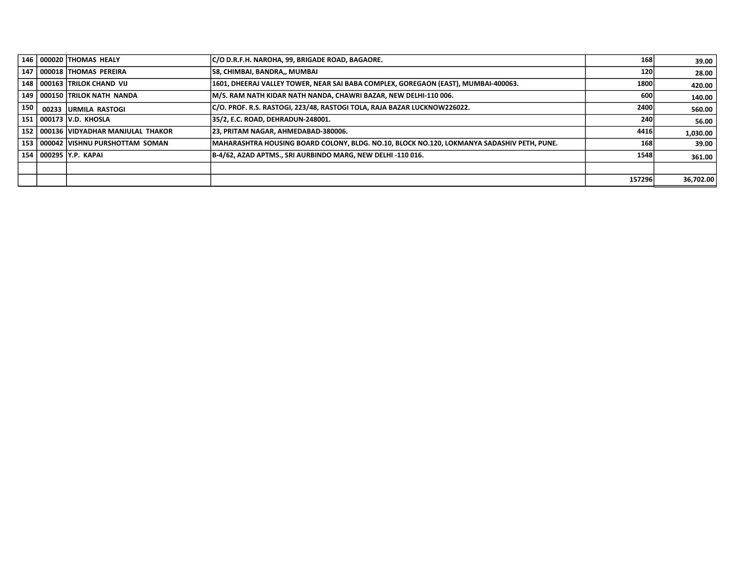| | | | | | |
|---|---|---|---|---|---|
| 146 | 000020 | THOMAS HEALY | C/O D.R.F.H. NAROHA, 99, BRIGADE ROAD, BAGAORE. | 168 | 39.00 |
| 147 | 000018 | THOMAS PEREIRA | 58, CHIMBAI, BANDRA,, MUMBAI | 120 | 28.00 |
| 148 | 000163 | TRILOK CHAND VIJ | 1601, DHEERAJ VALLEY TOWER, NEAR SAI BABA COMPLEX, GOREGAON (EAST), MUMBAI-400063. | 1800 | 420.00 |
| 149 | 000150 | TRILOK NATH NANDA | M/S. RAM NATH KIDAR NATH NANDA, CHAWRI BAZAR, NEW DELHI-110 006. | 600 | 140.00 |
| 150 | 00233 | URMILA RASTOGI | C/O. PROF. R.S. RASTOGI, 223/48, RASTOGI TOLA, RAJA BAZAR LUCKNOW226022. | 2400 | 560.00 |
| 151 | 000173 | V.D. KHOSLA | 35/2, E.C. ROAD, DEHRADUN-248001. | 240 | 56.00 |
| 152 | 000136 | VIDYADHAR MANJULAL THAKOR | 23, PRITAM NAGAR, AHMEDABAD-380006. | 4416 | 1,030.00 |
| 153 | 000042 | VISHNU PURSHOTTAM SOMAN | MAHARASHTRA HOUSING BOARD COLONY, BLDG. NO.10, BLOCK NO.120, LOKMANYA SADASHIV PETH, PUNE. | 168 | 39.00 |
| 154 | 000295 | Y.P. KAPAI | B-4/62, AZAD APTMS., SRI AURBINDO MARG, NEW DELHI -110 016. | 1548 | 361.00 |
| | | | | | |
| | | | | 157296 | 36,702.00 |